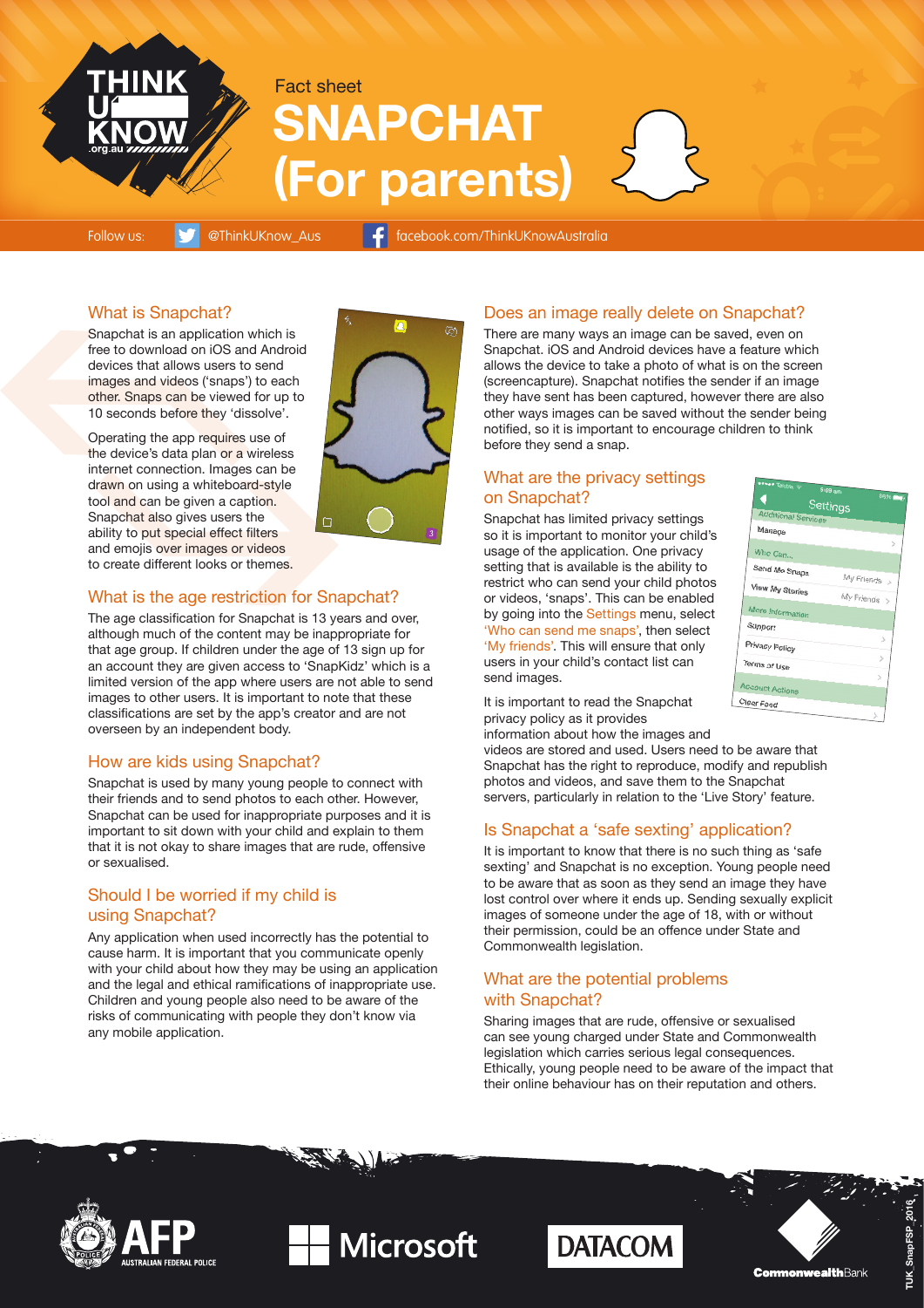Fact sheet

# SNAPCHAT (For parents)

Follow us: @ThinkUKnow_Aus facebook.com/ThinkUKnowAustralia

## What is Snapchat?

Snapchat is an application which is free to download on iOS and Android devices that allows users to send images and videos ('snaps') to each other. Snaps can be viewed for up to 10 seconds before they 'dissolve'.

Operating the app requires use of the device's data plan or a wireless internet connection. Images can be drawn on using a whiteboard-style tool and can be given a caption. Snapchat also gives users the ability to put special effect filters and emojis over images or videos to create different looks or themes.

## What is the age restriction for Snapchat?

The age classification for Snapchat is 13 years and over, although much of the content may be inappropriate for that age group. If children under the age of 13 sign up for an account they are given access to 'SnapKidz' which is a limited version of the app where users are not able to send images to other users. It is important to note that these classifications are set by the app's creator and are not overseen by an independent body.

## How are kids using Snapchat?

Snapchat is used by many young people to connect with their friends and to send photos to each other. However, Snapchat can be used for inappropriate purposes and it is important to sit down with your child and explain to them that it is not okay to share images that are rude, offensive or sexualised.

## Should I be worried if my child is using Snapchat?

Any application when used incorrectly has the potential to cause harm. It is important that you communicate openly with your child about how they may be using an application and the legal and ethical ramifications of inappropriate use. Children and young people also need to be aware of the risks of communicating with people they don't know via any mobile application.

## Does an image really delete on Snapchat?

There are many ways an image can be saved, even on Snapchat. iOS and Android devices have a feature which allows the device to take a photo of what is on the screen (screencapture). Snapchat notifies the sender if an image they have sent has been captured, however there are also other ways images can be saved without the sender being notified, so it is important to encourage children to think before they send a snap.

## What are the privacy settings on Snapchat?

Snapchat has limited privacy settings so it is important to monitor your child's usage of the application. One privacy setting that is available is the ability to restrict who can send your child photos or videos, 'snaps'. This can be enabled by going into the Settings menu, select 'Who can send me snaps', then select 'My friends'. This will ensure that only users in your child's contact list can send images.

It is important to read the Snapchat privacy policy as it provides information about how the images and videos are stored and used. Users need to be aware that Snapchat has the right to reproduce, modify and republish photos and videos, and save them to the Snapchat servers, particularly in relation to the 'Live Story' feature.

## Is Snapchat a 'safe sexting' application?

It is important to know that there is no such thing as 'safe sexting' and Snapchat is no exception. Young people need to be aware that as soon as they send an image they have lost control over where it ends up. Sending sexually explicit images of someone under the age of 18, with or without their permission, could be an offence under State and Commonwealth legislation.

## What are the potential problems with Snapchat?

Sharing images that are rude, offensive or sexualised can see young charged under State and Commonwealth legislation which carries serious legal consequences. Ethically, young people need to be aware of the impact that their online behaviour has on their reputation and others.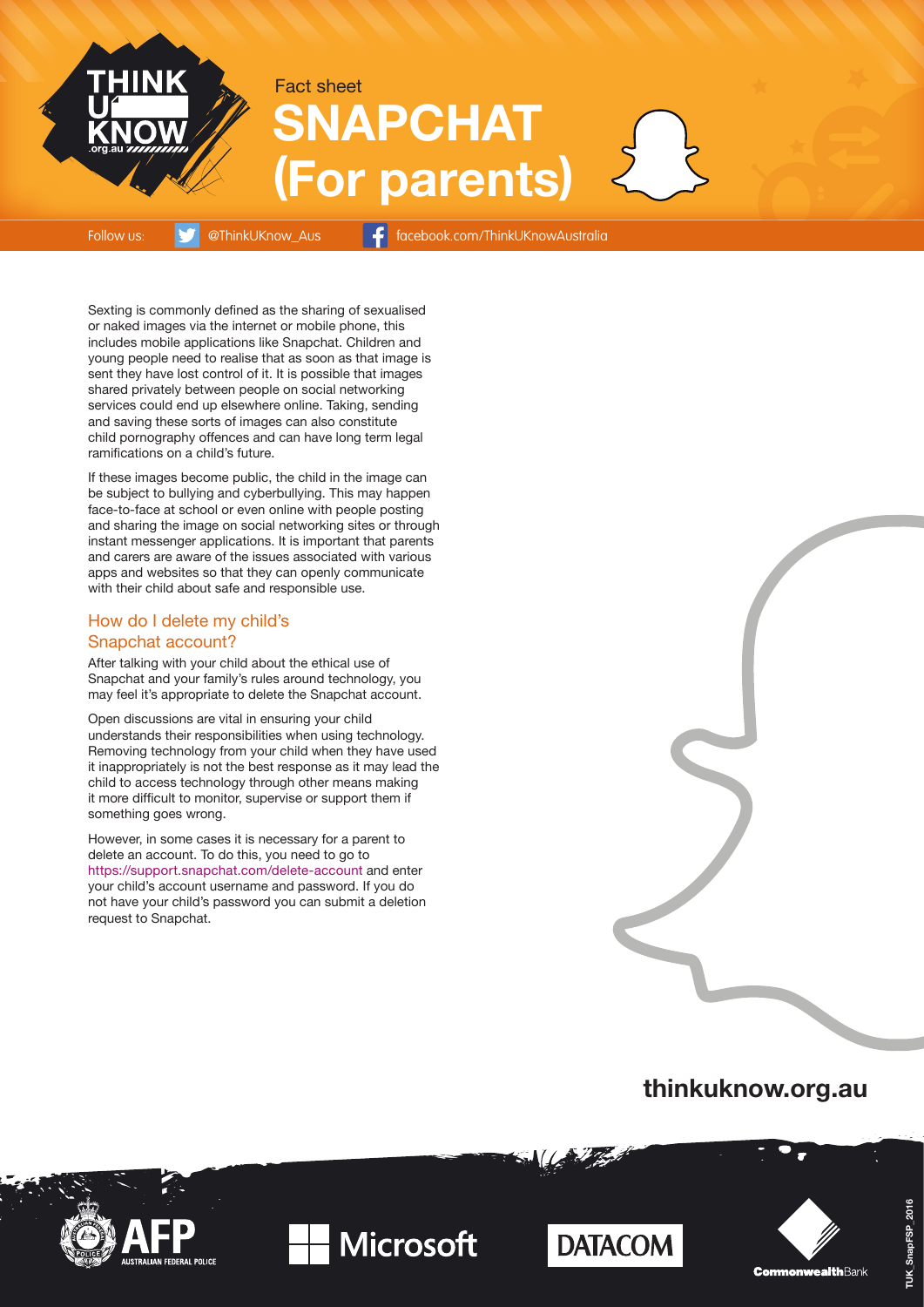Fact sheet

# SNAPCHAT (For parents)

Follow us: @ThinkUKnow_Aus facebook.com/ThinkUKnowAustralia

Sexting is commonly defined as the sharing of sexualised or naked images via the internet or mobile phone, this includes mobile applications like Snapchat. Children and young people need to realise that as soon as that image is sent they have lost control of it. It is possible that images shared privately between people on social networking services could end up elsewhere online. Taking, sending and saving these sorts of images can also constitute child pornography offences and can have long term legal ramifications on a child's future.

If these images become public, the child in the image can be subject to bullying and cyberbullying. This may happen face-to-face at school or even online with people posting and sharing the image on social networking sites or through instant messenger applications. It is important that parents and carers are aware of the issues associated with various apps and websites so that they can openly communicate with their child about safe and responsible use.

## How do I delete my child's Snapchat account?

After talking with your child about the ethical use of Snapchat and your family's rules around technology, you may feel it's appropriate to delete the Snapchat account.

Open discussions are vital in ensuring your child understands their responsibilities when using technology. Removing technology from your child when they have used it inappropriately is not the best response as it may lead the child to access technology through other means making it more difficult to monitor, supervise or support them if something goes wrong.

However, in some cases it is necessary for a parent to delete an account. To do this, you need to go to https://support.snapchat.com/delete-account and enter your child's account username and password. If you do not have your child's password you can submit a deletion request to Snapchat.

**thinkuknow.org.au**

AFP Australian Federal Police | Microsoft | DATACOM | CommonwealthBank

TUK_SnapFSP_2016